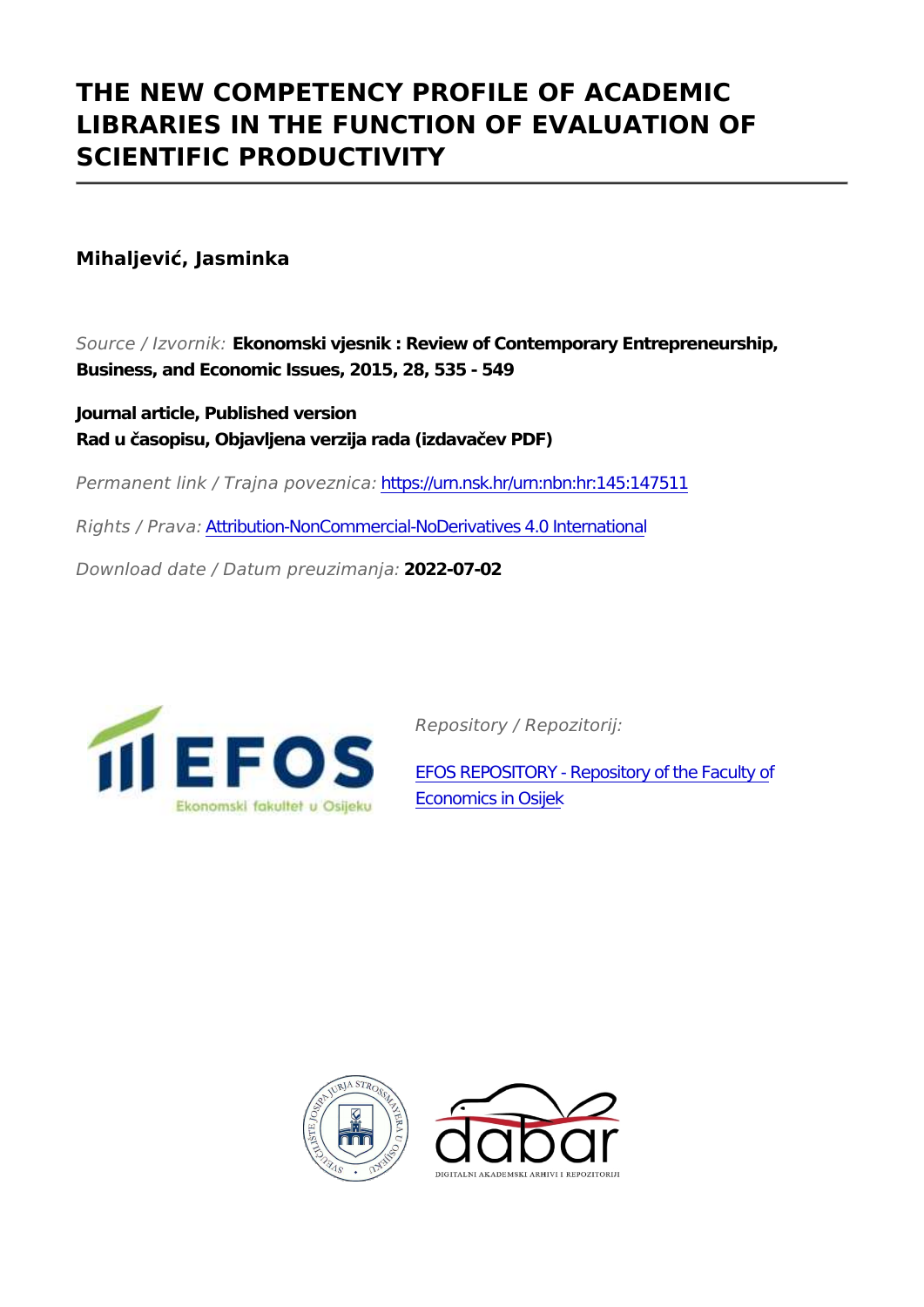# THE NEW COMPETENCY PROFILE OF ACADEMIC LIBRARIES IN THE FUNCTION OF EVALUATION OF SCIENTIFIC PRODUCTIVITY

**Mihaljević, Jasminka**

*Source / Izvornik:* **Ekonomski vjesnik : Review of Contemporary Entrepreneurship, Business, and Economic Issues, 2015, 28, 535 - 549**

**Journal article, Published version**
**Rad u časopisu, Objavljena verzija rada (izdavačev PDF)**

*Permanent link / Trajna poveznica:* https://urn.nsk.hr/urn:nbn:hr:145:147511

*Rights / Prava:* Attribution-NonCommercial-NoDerivatives 4.0 International

*Download date / Datum preuzimanja:* **2022-07-02**

*Repository / Repozitorij:*

EFOS REPOSITORY - Repository of the Faculty of Economics in Osijek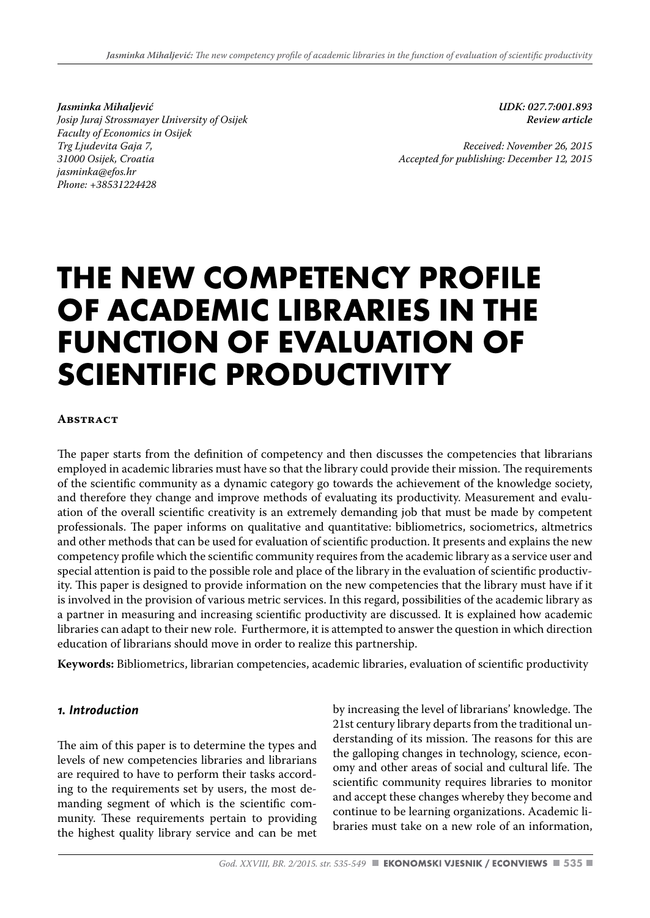*Jasminka Mihaljević*
*Josip Juraj Strossmayer University of Osijek*
*Faculty of Economics in Osijek*
*Trg Ljudevita Gaja 7,*
*31000 Osijek, Croatia*
*jasminka@efos.hr*
*Phone: +38531224428*

***UDK: 027.7:001.893***
***Review article***

*Received: November 26, 2015*
*Accepted for publishing: December 12, 2015*

# THE NEW COMPETENCY PROFILE OF ACADEMIC LIBRARIES IN THE FUNCTION OF EVALUATION OF SCIENTIFIC PRODUCTIVITY

## Abstract

The paper starts from the definition of competency and then discusses the competencies that librarians employed in academic libraries must have so that the library could provide their mission. The requirements of the scientific community as a dynamic category go towards the achievement of the knowledge society, and therefore they change and improve methods of evaluating its productivity. Measurement and evaluation of the overall scientific creativity is an extremely demanding job that must be made by competent professionals. The paper informs on qualitative and quantitative: bibliometrics, sociometrics, altmetrics and other methods that can be used for evaluation of scientific production. It presents and explains the new competency profile which the scientific community requires from the academic library as a service user and special attention is paid to the possible role and place of the library in the evaluation of scientific productivity. This paper is designed to provide information on the new competencies that the library must have if it is involved in the provision of various metric services. In this regard, possibilities of the academic library as a partner in measuring and increasing scientific productivity are discussed. It is explained how academic libraries can adapt to their new role. Furthermore, it is attempted to answer the question in which direction education of librarians should move in order to realize this partnership.

**Keywords:** Bibliometrics, librarian competencies, academic libraries, evaluation of scientific productivity

## 1. Introduction

The aim of this paper is to determine the types and levels of new competencies libraries and librarians are required to have to perform their tasks according to the requirements set by users, the most demanding segment of which is the scientific community. These requirements pertain to providing the highest quality library service and can be met by increasing the level of librarians' knowledge. The 21st century library departs from the traditional understanding of its mission. The reasons for this are the galloping changes in technology, science, economy and other areas of social and cultural life. The scientific community requires libraries to monitor and accept these changes whereby they become and continue to be learning organizations. Academic libraries must take on a new role of an information,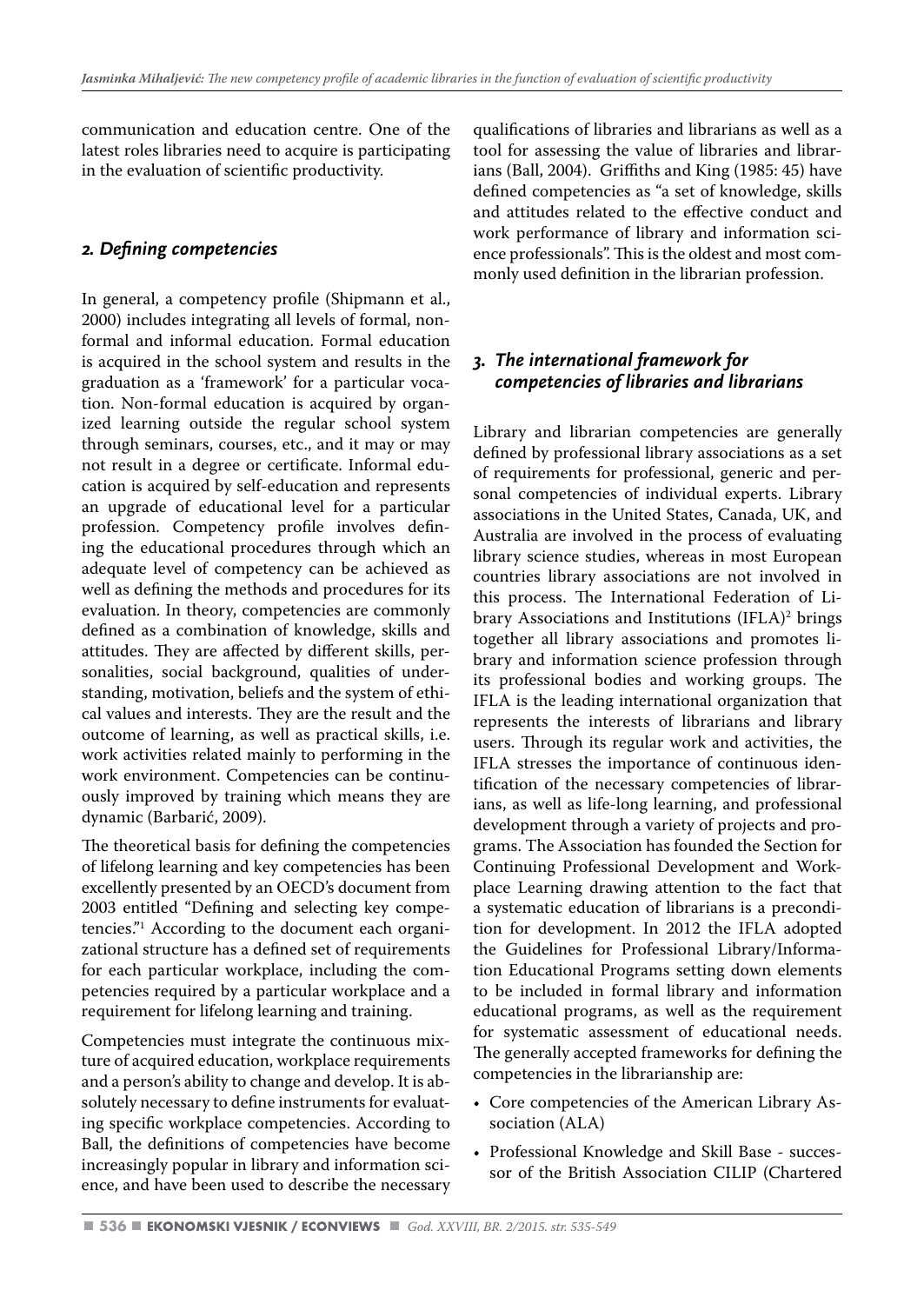communication and education centre. One of the latest roles libraries need to acquire is participating in the evaluation of scientific productivity.

## 2. Defining competencies

In general, a competency profile (Shipmann et al., 2000) includes integrating all levels of formal, non-formal and informal education. Formal education is acquired in the school system and results in the graduation as a 'framework' for a particular vocation. Non-formal education is acquired by organized learning outside the regular school system through seminars, courses, etc., and it may or may not result in a degree or certificate. Informal education is acquired by self-education and represents an upgrade of educational level for a particular profession. Competency profile involves defining the educational procedures through which an adequate level of competency can be achieved as well as defining the methods and procedures for its evaluation. In theory, competencies are commonly defined as a combination of knowledge, skills and attitudes. They are affected by different skills, personalities, social background, qualities of understanding, motivation, beliefs and the system of ethical values and interests. They are the result and the outcome of learning, as well as practical skills, i.e. work activities related mainly to performing in the work environment. Competencies can be continuously improved by training which means they are dynamic (Barbarić, 2009).

The theoretical basis for defining the competencies of lifelong learning and key competencies has been excellently presented by an OECD's document from 2003 entitled "Defining and selecting key competencies."[1] According to the document each organizational structure has a defined set of requirements for each particular workplace, including the competencies required by a particular workplace and a requirement for lifelong learning and training.

Competencies must integrate the continuous mixture of acquired education, workplace requirements and a person's ability to change and develop. It is absolutely necessary to define instruments for evaluating specific workplace competencies. According to Ball, the definitions of competencies have become increasingly popular in library and information science, and have been used to describe the necessary qualifications of libraries and librarians as well as a tool for assessing the value of libraries and librarians (Ball, 2004). Griffiths and King (1985: 45) have defined competencies as "a set of knowledge, skills and attitudes related to the effective conduct and work performance of library and information science professionals". This is the oldest and most commonly used definition in the librarian profession.

## 3. The international framework for competencies of libraries and librarians

Library and librarian competencies are generally defined by professional library associations as a set of requirements for professional, generic and personal competencies of individual experts. Library associations in the United States, Canada, UK, and Australia are involved in the process of evaluating library science studies, whereas in most European countries library associations are not involved in this process. The International Federation of Library Associations and Institutions (IFLA)[2] brings together all library associations and promotes library and information science profession through its professional bodies and working groups. The IFLA is the leading international organization that represents the interests of librarians and library users. Through its regular work and activities, the IFLA stresses the importance of continuous identification of the necessary competencies of librarians, as well as life-long learning, and professional development through a variety of projects and programs. The Association has founded the Section for Continuing Professional Development and Workplace Learning drawing attention to the fact that a systematic education of librarians is a precondition for development. In 2012 the IFLA adopted the Guidelines for Professional Library/Information Educational Programs setting down elements to be included in formal library and information educational programs, as well as the requirement for systematic assessment of educational needs. The generally accepted frameworks for defining the competencies in the librarianship are:

- Core competencies of the American Library Association (ALA)
- Professional Knowledge and Skill Base - successor of the British Association CILIP (Chartered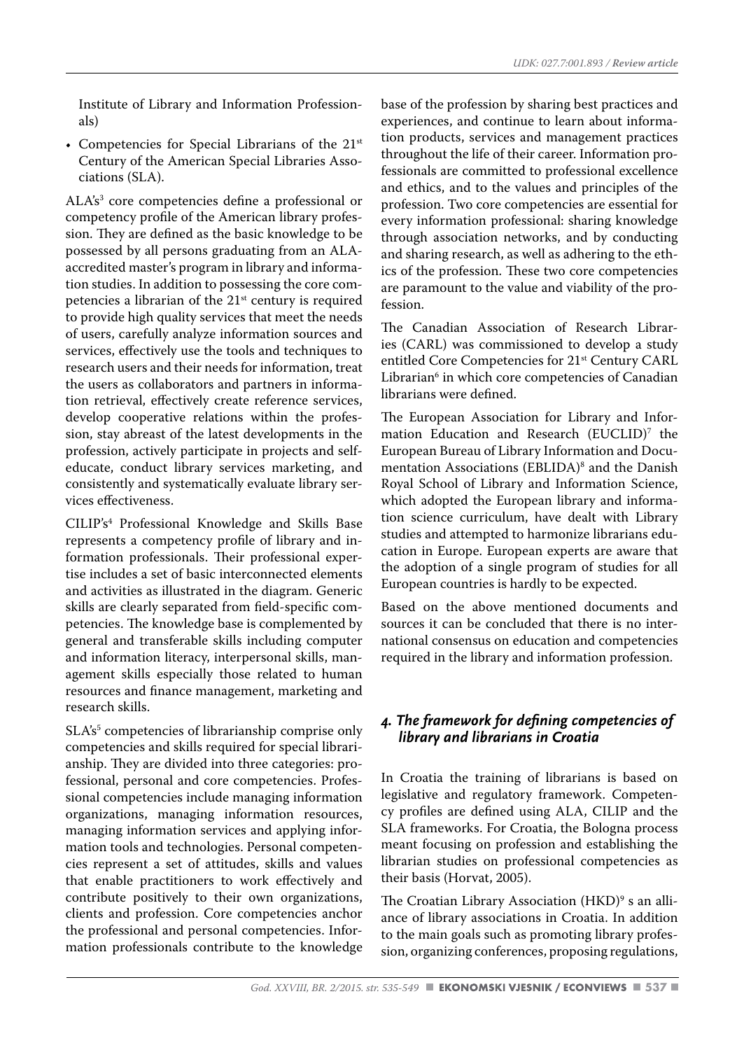Institute of Library and Information Professionals)

- Competencies for Special Librarians of the 21st Century of the American Special Libraries Associations (SLA).

ALA's[3] core competencies define a professional or competency profile of the American library profession. They are defined as the basic knowledge to be possessed by all persons graduating from an ALA-accredited master's program in library and information studies. In addition to possessing the core competencies a librarian of the 21st century is required to provide high quality services that meet the needs of users, carefully analyze information sources and services, effectively use the tools and techniques to research users and their needs for information, treat the users as collaborators and partners in information retrieval, effectively create reference services, develop cooperative relations within the profession, stay abreast of the latest developments in the profession, actively participate in projects and self-educate, conduct library services marketing, and consistently and systematically evaluate library services effectiveness.

CILIP's[4] Professional Knowledge and Skills Base represents a competency profile of library and information professionals. Their professional expertise includes a set of basic interconnected elements and activities as illustrated in the diagram. Generic skills are clearly separated from field-specific competencies. The knowledge base is complemented by general and transferable skills including computer and information literacy, interpersonal skills, management skills especially those related to human resources and finance management, marketing and research skills.

SLA's[5] competencies of librarianship comprise only competencies and skills required for special librarianship. They are divided into three categories: professional, personal and core competencies. Professional competencies include managing information organizations, managing information resources, managing information services and applying information tools and technologies. Personal competencies represent a set of attitudes, skills and values that enable practitioners to work effectively and contribute positively to their own organizations, clients and profession. Core competencies anchor the professional and personal competencies. Information professionals contribute to the knowledge base of the profession by sharing best practices and experiences, and continue to learn about information products, services and management practices throughout the life of their career. Information professionals are committed to professional excellence and ethics, and to the values and principles of the profession. Two core competencies are essential for every information professional: sharing knowledge through association networks, and by conducting and sharing research, as well as adhering to the ethics of the profession. These two core competencies are paramount to the value and viability of the profession.

The Canadian Association of Research Libraries (CARL) was commissioned to develop a study entitled Core Competencies for 21st Century CARL Librarian[6] in which core competencies of Canadian librarians were defined.

The European Association for Library and Information Education and Research (EUCLID)[7] the European Bureau of Library Information and Documentation Associations (EBLIDA)[8] and the Danish Royal School of Library and Information Science, which adopted the European library and information science curriculum, have dealt with Library studies and attempted to harmonize librarians education in Europe. European experts are aware that the adoption of a single program of studies for all European countries is hardly to be expected.

Based on the above mentioned documents and sources it can be concluded that there is no international consensus on education and competencies required in the library and information profession.

## *4. The framework for defining competencies of library and librarians in Croatia*

In Croatia the training of librarians is based on legislative and regulatory framework. Competency profiles are defined using ALA, CILIP and the SLA frameworks. For Croatia, the Bologna process meant focusing on profession and establishing the librarian studies on professional competencies as their basis (Horvat, 2005).

The Croatian Library Association (HKD)[9] s an alliance of library associations in Croatia. In addition to the main goals such as promoting library profession, organizing conferences, proposing regulations,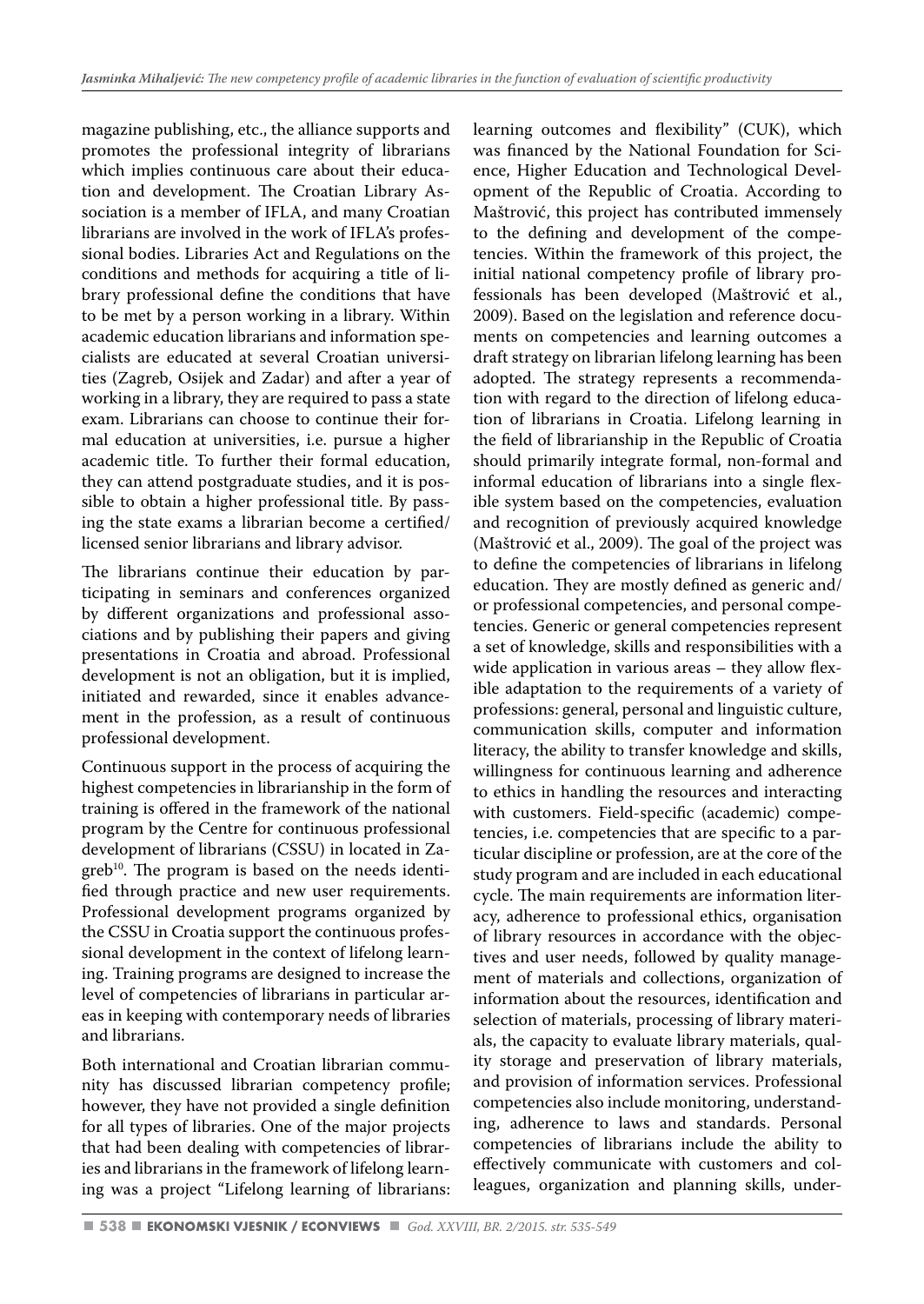magazine publishing, etc., the alliance supports and promotes the professional integrity of librarians which implies continuous care about their education and development. The Croatian Library Association is a member of IFLA, and many Croatian librarians are involved in the work of IFLA's professional bodies. Libraries Act and Regulations on the conditions and methods for acquiring a title of library professional define the conditions that have to be met by a person working in a library. Within academic education librarians and information specialists are educated at several Croatian universities (Zagreb, Osijek and Zadar) and after a year of working in a library, they are required to pass a state exam. Librarians can choose to continue their formal education at universities, i.e. pursue a higher academic title. To further their formal education, they can attend postgraduate studies, and it is possible to obtain a higher professional title. By passing the state exams a librarian become a certified/licensed senior librarians and library advisor.

The librarians continue their education by participating in seminars and conferences organized by different organizations and professional associations and by publishing their papers and giving presentations in Croatia and abroad. Professional development is not an obligation, but it is implied, initiated and rewarded, since it enables advancement in the profession, as a result of continuous professional development.

Continuous support in the process of acquiring the highest competencies in librarianship in the form of training is offered in the framework of the national program by the Centre for continuous professional development of librarians (CSSU) in located in Zagreb[10]. The program is based on the needs identified through practice and new user requirements. Professional development programs organized by the CSSU in Croatia support the continuous professional development in the context of lifelong learning. Training programs are designed to increase the level of competencies of librarians in particular areas in keeping with contemporary needs of libraries and librarians.

Both international and Croatian librarian community has discussed librarian competency profile; however, they have not provided a single definition for all types of libraries. One of the major projects that had been dealing with competencies of libraries and librarians in the framework of lifelong learning was a project "Lifelong learning of librarians: learning outcomes and flexibility" (CUK), which was financed by the National Foundation for Science, Higher Education and Technological Development of the Republic of Croatia. According to Maštrović, this project has contributed immensely to the defining and development of the competencies. Within the framework of this project, the initial national competency profile of library professionals has been developed (Maštrović et al., 2009). Based on the legislation and reference documents on competencies and learning outcomes a draft strategy on librarian lifelong learning has been adopted. The strategy represents a recommendation with regard to the direction of lifelong education of librarians in Croatia. Lifelong learning in the field of librarianship in the Republic of Croatia should primarily integrate formal, non-formal and informal education of librarians into a single flexible system based on the competencies, evaluation and recognition of previously acquired knowledge (Maštrović et al., 2009). The goal of the project was to define the competencies of librarians in lifelong education. They are mostly defined as generic and/or professional competencies, and personal competencies. Generic or general competencies represent a set of knowledge, skills and responsibilities with a wide application in various areas – they allow flexible adaptation to the requirements of a variety of professions: general, personal and linguistic culture, communication skills, computer and information literacy, the ability to transfer knowledge and skills, willingness for continuous learning and adherence to ethics in handling the resources and interacting with customers. Field-specific (academic) competencies, i.e. competencies that are specific to a particular discipline or profession, are at the core of the study program and are included in each educational cycle. The main requirements are information literacy, adherence to professional ethics, organisation of library resources in accordance with the objectives and user needs, followed by quality management of materials and collections, organization of information about the resources, identification and selection of materials, processing of library materials, the capacity to evaluate library materials, quality storage and preservation of library materials, and provision of information services. Professional competencies also include monitoring, understanding, adherence to laws and standards. Personal competencies of librarians include the ability to effectively communicate with customers and colleagues, organization and planning skills, under-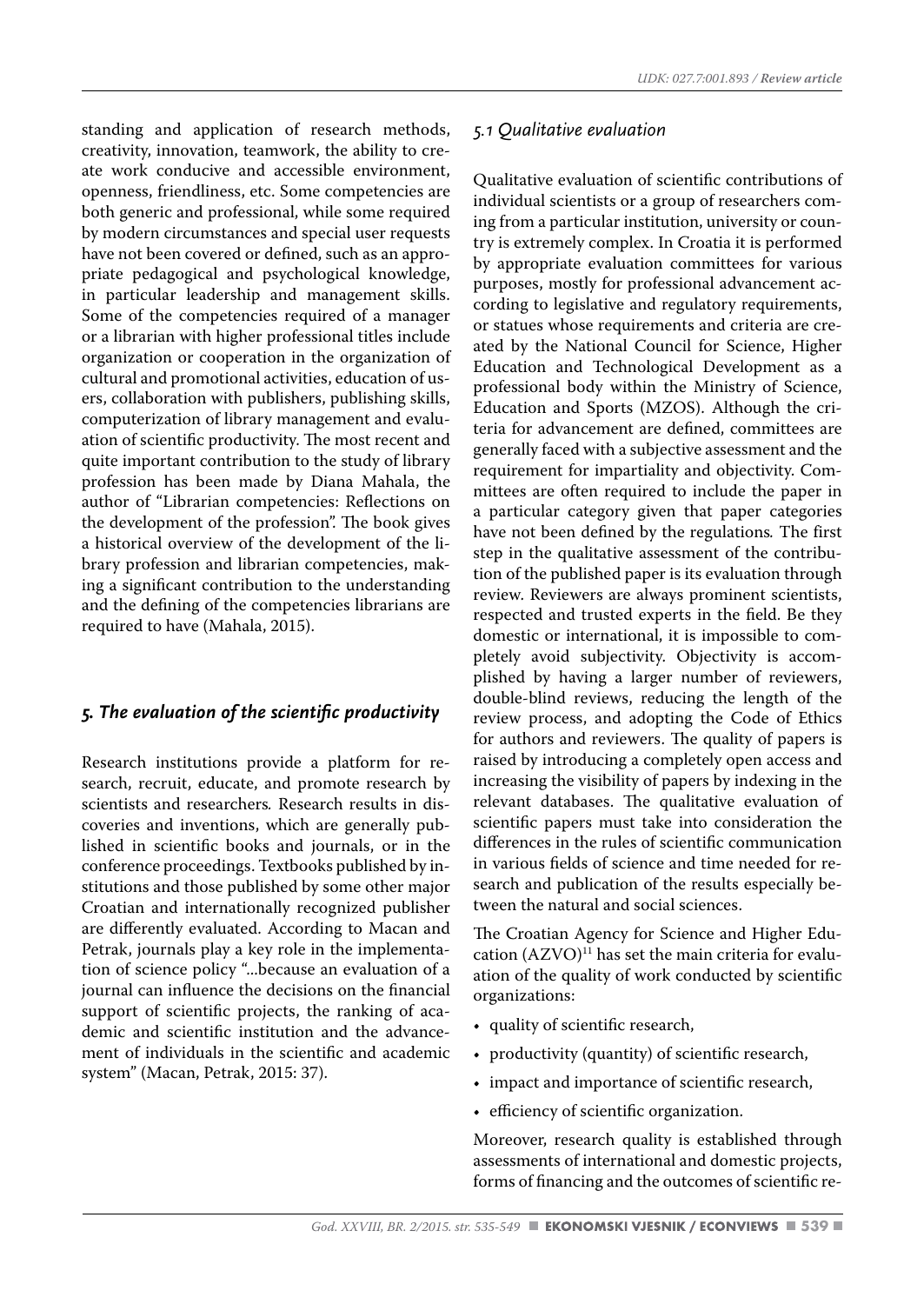standing and application of research methods, creativity, innovation, teamwork, the ability to create work conducive and accessible environment, openness, friendliness, etc. Some competencies are both generic and professional, while some required by modern circumstances and special user requests have not been covered or defined, such as an appropriate pedagogical and psychological knowledge, in particular leadership and management skills. Some of the competencies required of a manager or a librarian with higher professional titles include organization or cooperation in the organization of cultural and promotional activities, education of users, collaboration with publishers, publishing skills, computerization of library management and evaluation of scientific productivity. The most recent and quite important contribution to the study of library profession has been made by Diana Mahala, the author of "Librarian competencies: Reflections on the development of the profession". The book gives a historical overview of the development of the library profession and librarian competencies, making a significant contribution to the understanding and the defining of the competencies librarians are required to have (Mahala, 2015).

## *5. The evaluation of the scientific productivity*

Research institutions provide a platform for research, recruit, educate, and promote research by scientists and researchers. Research results in discoveries and inventions, which are generally published in scientific books and journals, or in the conference proceedings. Textbooks published by institutions and those published by some other major Croatian and internationally recognized publisher are differently evaluated. According to Macan and Petrak, journals play a key role in the implementation of science policy "...because an evaluation of a journal can influence the decisions on the financial support of scientific projects, the ranking of academic and scientific institution and the advancement of individuals in the scientific and academic system" (Macan, Petrak, 2015: 37).

### *5.1 Qualitative evaluation*

Qualitative evaluation of scientific contributions of individual scientists or a group of researchers coming from a particular institution, university or country is extremely complex. In Croatia it is performed by appropriate evaluation committees for various purposes, mostly for professional advancement according to legislative and regulatory requirements, or statues whose requirements and criteria are created by the National Council for Science, Higher Education and Technological Development as a professional body within the Ministry of Science, Education and Sports (MZOS). Although the criteria for advancement are defined, committees are generally faced with a subjective assessment and the requirement for impartiality and objectivity. Committees are often required to include the paper in a particular category given that paper categories have not been defined by the regulations. The first step in the qualitative assessment of the contribution of the published paper is its evaluation through review. Reviewers are always prominent scientists, respected and trusted experts in the field. Be they domestic or international, it is impossible to completely avoid subjectivity. Objectivity is accomplished by having a larger number of reviewers, double-blind reviews, reducing the length of the review process, and adopting the Code of Ethics for authors and reviewers. The quality of papers is raised by introducing a completely open access and increasing the visibility of papers by indexing in the relevant databases. The qualitative evaluation of scientific papers must take into consideration the differences in the rules of scientific communication in various fields of science and time needed for research and publication of the results especially between the natural and social sciences.

The Croatian Agency for Science and Higher Education (AZVO)[11] has set the main criteria for evaluation of the quality of work conducted by scientific organizations:

- quality of scientific research,
- productivity (quantity) of scientific research,
- impact and importance of scientific research,
- efficiency of scientific organization.

Moreover, research quality is established through assessments of international and domestic projects, forms of financing and the outcomes of scientific re-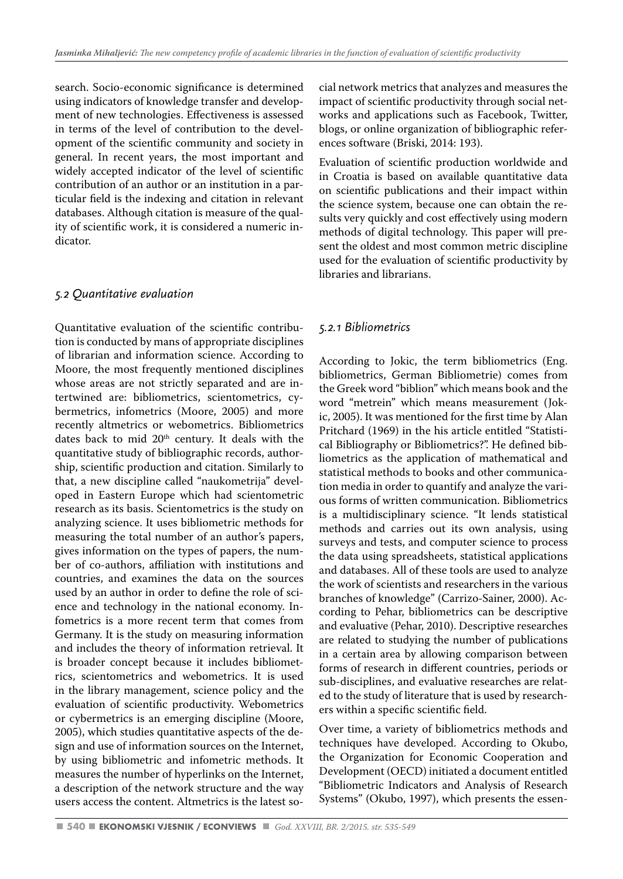search. Socio-economic significance is determined using indicators of knowledge transfer and development of new technologies. Effectiveness is assessed in terms of the level of contribution to the development of the scientific community and society in general. In recent years, the most important and widely accepted indicator of the level of scientific contribution of an author or an institution in a particular field is the indexing and citation in relevant databases. Although citation is measure of the quality of scientific work, it is considered a numeric indicator.

### *5.2 Quantitative evaluation*

Quantitative evaluation of the scientific contribution is conducted by mans of appropriate disciplines of librarian and information science. According to Moore, the most frequently mentioned disciplines whose areas are not strictly separated and are intertwined are: bibliometrics, scientometrics, cybermetrics, infometrics (Moore, 2005) and more recently altmetrics or webometrics. Bibliometrics dates back to mid 20th century. It deals with the quantitative study of bibliographic records, authorship, scientific production and citation. Similarly to that, a new discipline called "naukometrija" developed in Eastern Europe which had scientometric research as its basis. Scientometrics is the study on analyzing science. It uses bibliometric methods for measuring the total number of an author's papers, gives information on the types of papers, the number of co-authors, affiliation with institutions and countries, and examines the data on the sources used by an author in order to define the role of science and technology in the national economy. Infometrics is a more recent term that comes from Germany. It is the study on measuring information and includes the theory of information retrieval. It is broader concept because it includes bibliometrics, scientometrics and webometrics. It is used in the library management, science policy and the evaluation of scientific productivity. Webometrics or cybermetrics is an emerging discipline (Moore, 2005), which studies quantitative aspects of the design and use of information sources on the Internet, by using bibliometric and infometric methods. It measures the number of hyperlinks on the Internet, a description of the network structure and the way users access the content. Altmetrics is the latest social network metrics that analyzes and measures the impact of scientific productivity through social networks and applications such as Facebook, Twitter, blogs, or online organization of bibliographic references software (Briski, 2014: 193).

Evaluation of scientific production worldwide and in Croatia is based on available quantitative data on scientific publications and their impact within the science system, because one can obtain the results very quickly and cost effectively using modern methods of digital technology. This paper will present the oldest and most common metric discipline used for the evaluation of scientific productivity by libraries and librarians.

#### *5.2.1 Bibliometrics*

According to Jokic, the term bibliometrics (Eng. bibliometrics, German Bibliometrie) comes from the Greek word "biblion" which means book and the word "metrein" which means measurement (Jokic, 2005). It was mentioned for the first time by Alan Pritchard (1969) in the his article entitled "Statistical Bibliography or Bibliometrics?". He defined bibliometrics as the application of mathematical and statistical methods to books and other communication media in order to quantify and analyze the various forms of written communication. Bibliometrics is a multidisciplinary science. "It lends statistical methods and carries out its own analysis, using surveys and tests, and computer science to process the data using spreadsheets, statistical applications and databases. All of these tools are used to analyze the work of scientists and researchers in the various branches of knowledge" (Carrizo-Sainer, 2000). According to Pehar, bibliometrics can be descriptive and evaluative (Pehar, 2010). Descriptive researches are related to studying the number of publications in a certain area by allowing comparison between forms of research in different countries, periods or sub-disciplines, and evaluative researches are related to the study of literature that is used by researchers within a specific scientific field.

Over time, a variety of bibliometrics methods and techniques have developed. According to Okubo, the Organization for Economic Cooperation and Development (OECD) initiated a document entitled "Bibliometric Indicators and Analysis of Research Systems" (Okubo, 1997), which presents the essen-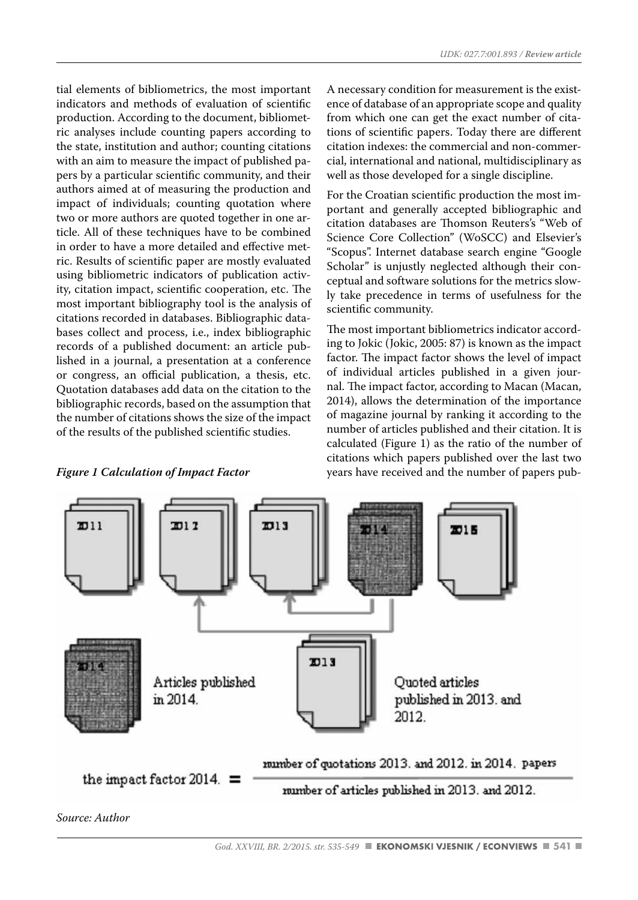tial elements of bibliometrics, the most important indicators and methods of evaluation of scientific production. According to the document, bibliometric analyses include counting papers according to the state, institution and author; counting citations with an aim to measure the impact of published papers by a particular scientific community, and their authors aimed at of measuring the production and impact of individuals; counting quotation where two or more authors are quoted together in one article. All of these techniques have to be combined in order to have a more detailed and effective metric. Results of scientific paper are mostly evaluated using bibliometric indicators of publication activity, citation impact, scientific cooperation, etc. The most important bibliography tool is the analysis of citations recorded in databases. Bibliographic databases collect and process, i.e., index bibliographic records of a published document: an article published in a journal, a presentation at a conference or congress, an official publication, a thesis, etc. Quotation databases add data on the citation to the bibliographic records, based on the assumption that the number of citations shows the size of the impact of the results of the published scientific studies.

A necessary condition for measurement is the existence of database of an appropriate scope and quality from which one can get the exact number of citations of scientific papers. Today there are different citation indexes: the commercial and non-commercial, international and national, multidisciplinary as well as those developed for a single discipline.

For the Croatian scientific production the most important and generally accepted bibliographic and citation databases are Thomson Reuters's "Web of Science Core Collection" (WoSCC) and Elsevier's "Scopus". Internet database search engine "Google Scholar" is unjustly neglected although their conceptual and software solutions for the metrics slowly take precedence in terms of usefulness for the scientific community.

The most important bibliometrics indicator according to Jokic (Jokic, 2005: 87) is known as the impact factor. The impact factor shows the level of impact of individual articles published in a given journal. The impact factor, according to Macan (Macan, 2014), allows the determination of the importance of magazine journal by ranking it according to the number of articles published and their citation. It is calculated (Figure 1) as the ratio of the number of citations which papers published over the last two years have received and the number of papers pub-

***Figure 1 Calculation of Impact Factor***

2011 2012 2013 2014 2015

2014 Articles published in 2014.

2013 Quoted articles published in 2013. and 2012.

$$\text{the impact factor 2014.} = \frac{\text{number of quotations 2013. and 2012. in 2014. papers}}{\text{number of articles published in 2013. and 2012.}}$$

*Source: Author*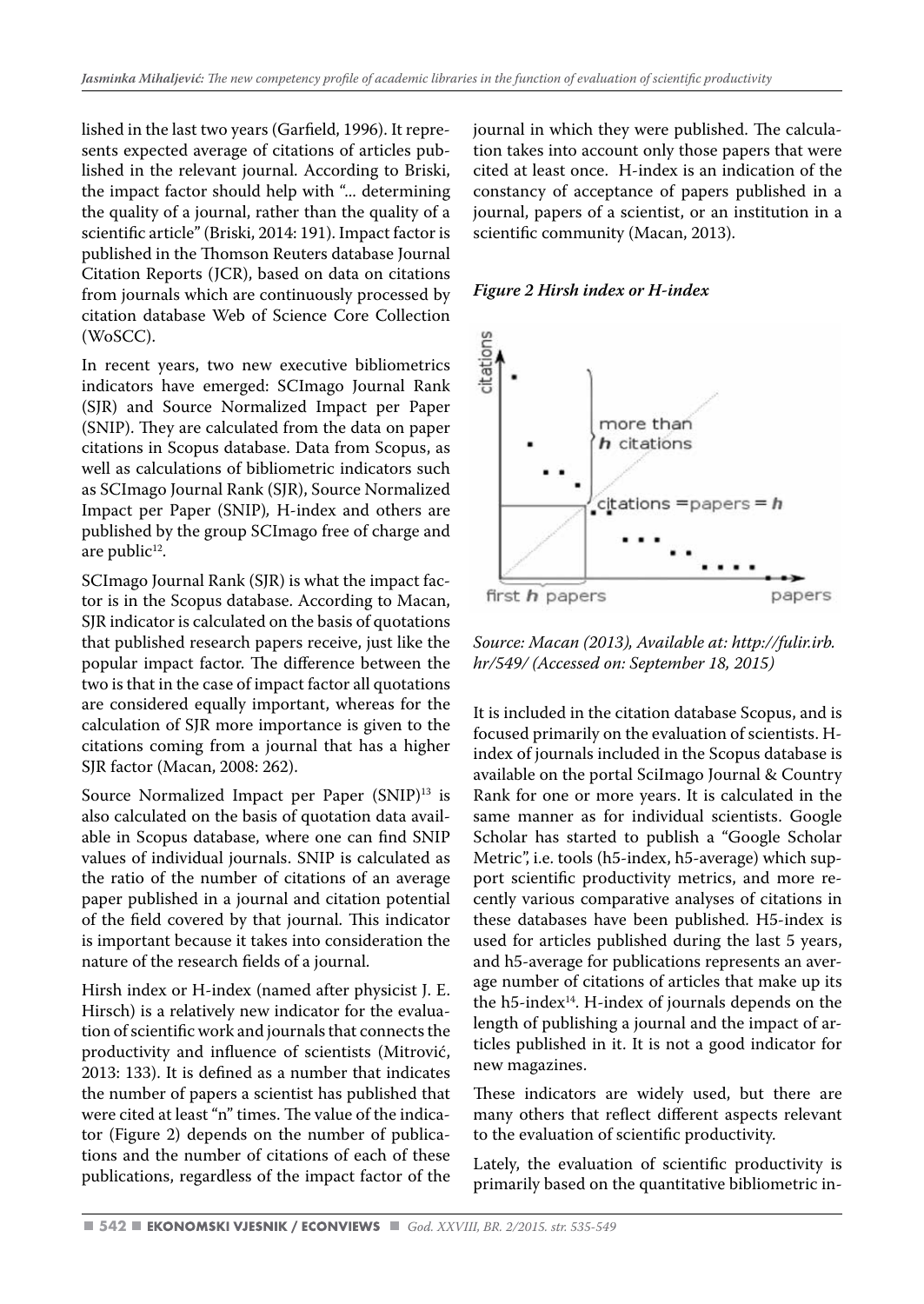lished in the last two years (Garfield, 1996). It represents expected average of citations of articles published in the relevant journal. According to Briski, the impact factor should help with "... determining the quality of a journal, rather than the quality of a scientific article" (Briski, 2014: 191). Impact factor is published in the Thomson Reuters database Journal Citation Reports (JCR), based on data on citations from journals which are continuously processed by citation database Web of Science Core Collection (WoSCC).

In recent years, two new executive bibliometrics indicators have emerged: SCImago Journal Rank (SJR) and Source Normalized Impact per Paper (SNIP). They are calculated from the data on paper citations in Scopus database. Data from Scopus, as well as calculations of bibliometric indicators such as SCImago Journal Rank (SJR), Source Normalized Impact per Paper (SNIP), H-index and others are published by the group SCImago free of charge and are public[12].

SCImago Journal Rank (SJR) is what the impact factor is in the Scopus database. According to Macan, SJR indicator is calculated on the basis of quotations that published research papers receive, just like the popular impact factor. The difference between the two is that in the case of impact factor all quotations are considered equally important, whereas for the calculation of SJR more importance is given to the citations coming from a journal that has a higher SJR factor (Macan, 2008: 262).

Source Normalized Impact per Paper (SNIP)[13] is also calculated on the basis of quotation data available in Scopus database, where one can find SNIP values of individual journals. SNIP is calculated as the ratio of the number of citations of an average paper published in a journal and citation potential of the field covered by that journal. This indicator is important because it takes into consideration the nature of the research fields of a journal.

Hirsh index or H-index (named after physicist J. E. Hirsch) is a relatively new indicator for the evaluation of scientific work and journals that connects the productivity and influence of scientists (Mitrović, 2013: 133). It is defined as a number that indicates the number of papers a scientist has published that were cited at least "n" times. The value of the indicator (Figure 2) depends on the number of publications and the number of citations of each of these publications, regardless of the impact factor of the journal in which they were published. The calculation takes into account only those papers that were cited at least once. H-index is an indication of the constancy of acceptance of papers published in a journal, papers of a scientist, or an institution in a scientific community (Macan, 2013).

***Figure 2 Hirsh index or H-index***

*Source: Macan (2013), Available at: http://fulir.irb.hr/549/ (Accessed on: September 18, 2015)*

It is included in the citation database Scopus, and is focused primarily on the evaluation of scientists. H-index of journals included in the Scopus database is available on the portal SciImago Journal & Country Rank for one or more years. It is calculated in the same manner as for individual scientists. Google Scholar has started to publish a "Google Scholar Metric", i.e. tools (h5-index, h5-average) which support scientific productivity metrics, and more recently various comparative analyses of citations in these databases have been published. H5-index is used for articles published during the last 5 years, and h5-average for publications represents an average number of citations of articles that make up its the h5-index[14]. H-index of journals depends on the length of publishing a journal and the impact of articles published in it. It is not a good indicator for new magazines.

These indicators are widely used, but there are many others that reflect different aspects relevant to the evaluation of scientific productivity.

Lately, the evaluation of scientific productivity is primarily based on the quantitative bibliometric in-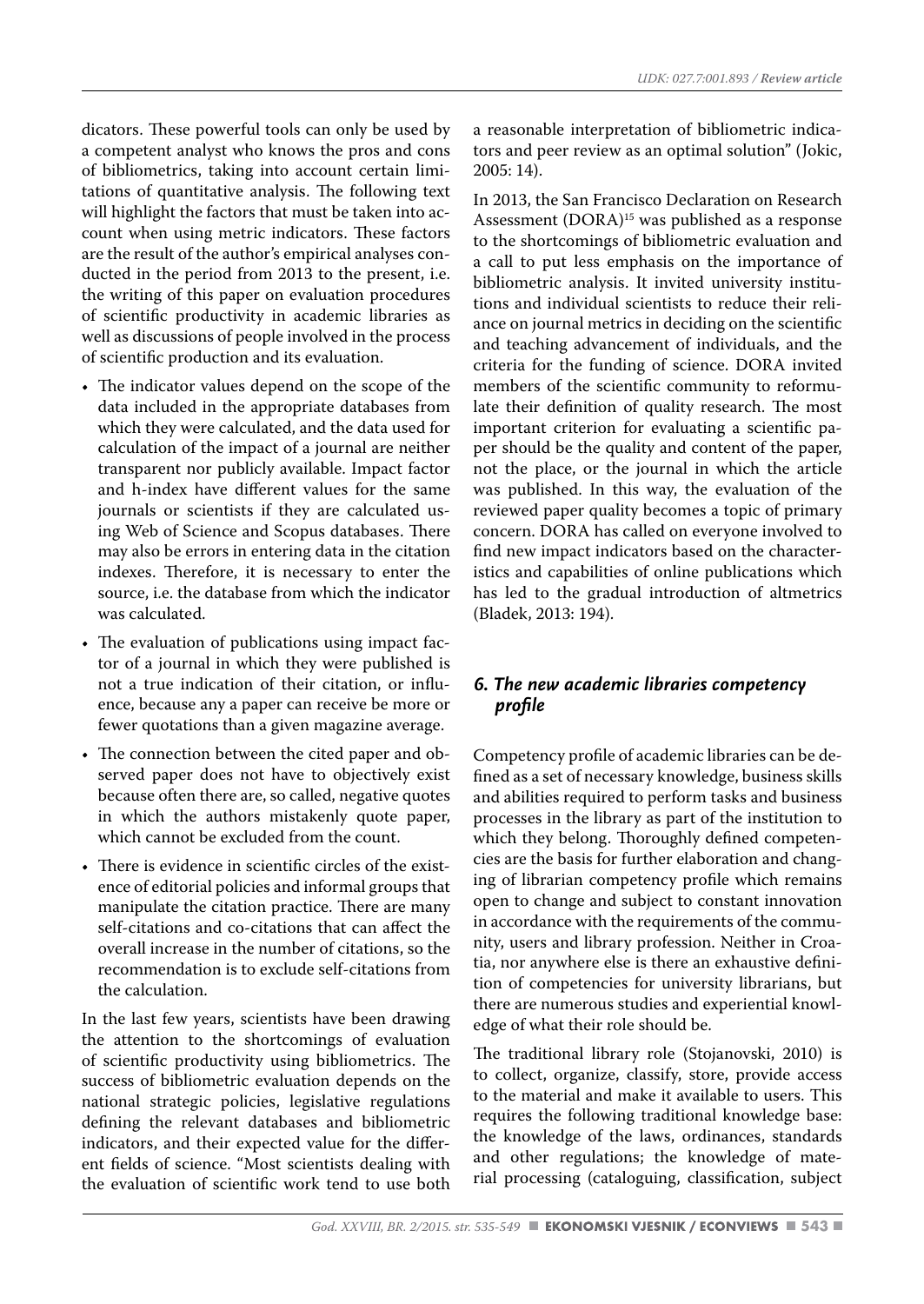dicators. These powerful tools can only be used by a competent analyst who knows the pros and cons of bibliometrics, taking into account certain limitations of quantitative analysis. The following text will highlight the factors that must be taken into account when using metric indicators. These factors are the result of the author's empirical analyses conducted in the period from 2013 to the present, i.e. the writing of this paper on evaluation procedures of scientific productivity in academic libraries as well as discussions of people involved in the process of scientific production and its evaluation.

- The indicator values depend on the scope of the data included in the appropriate databases from which they were calculated, and the data used for calculation of the impact of a journal are neither transparent nor publicly available. Impact factor and h-index have different values for the same journals or scientists if they are calculated using Web of Science and Scopus databases. There may also be errors in entering data in the citation indexes. Therefore, it is necessary to enter the source, i.e. the database from which the indicator was calculated.
- The evaluation of publications using impact factor of a journal in which they were published is not a true indication of their citation, or influence, because any a paper can receive be more or fewer quotations than a given magazine average.
- The connection between the cited paper and observed paper does not have to objectively exist because often there are, so called, negative quotes in which the authors mistakenly quote paper, which cannot be excluded from the count.
- There is evidence in scientific circles of the existence of editorial policies and informal groups that manipulate the citation practice. There are many self-citations and co-citations that can affect the overall increase in the number of citations, so the recommendation is to exclude self-citations from the calculation.

In the last few years, scientists have been drawing the attention to the shortcomings of evaluation of scientific productivity using bibliometrics. The success of bibliometric evaluation depends on the national strategic policies, legislative regulations defining the relevant databases and bibliometric indicators, and their expected value for the different fields of science. "Most scientists dealing with the evaluation of scientific work tend to use both a reasonable interpretation of bibliometric indicators and peer review as an optimal solution" (Jokic, 2005: 14).

In 2013, the San Francisco Declaration on Research Assessment (DORA)[15] was published as a response to the shortcomings of bibliometric evaluation and a call to put less emphasis on the importance of bibliometric analysis. It invited university institutions and individual scientists to reduce their reliance on journal metrics in deciding on the scientific and teaching advancement of individuals, and the criteria for the funding of science. DORA invited members of the scientific community to reformulate their definition of quality research. The most important criterion for evaluating a scientific paper should be the quality and content of the paper, not the place, or the journal in which the article was published. In this way, the evaluation of the reviewed paper quality becomes a topic of primary concern. DORA has called on everyone involved to find new impact indicators based on the characteristics and capabilities of online publications which has led to the gradual introduction of altmetrics (Bladek, 2013: 194).

## *6. The new academic libraries competency profile*

Competency profile of academic libraries can be defined as a set of necessary knowledge, business skills and abilities required to perform tasks and business processes in the library as part of the institution to which they belong. Thoroughly defined competencies are the basis for further elaboration and changing of librarian competency profile which remains open to change and subject to constant innovation in accordance with the requirements of the community, users and library profession. Neither in Croatia, nor anywhere else is there an exhaustive definition of competencies for university librarians, but there are numerous studies and experiential knowledge of what their role should be.

The traditional library role (Stojanovski, 2010) is to collect, organize, classify, store, provide access to the material and make it available to users. This requires the following traditional knowledge base: the knowledge of the laws, ordinances, standards and other regulations; the knowledge of material processing (cataloguing, classification, subject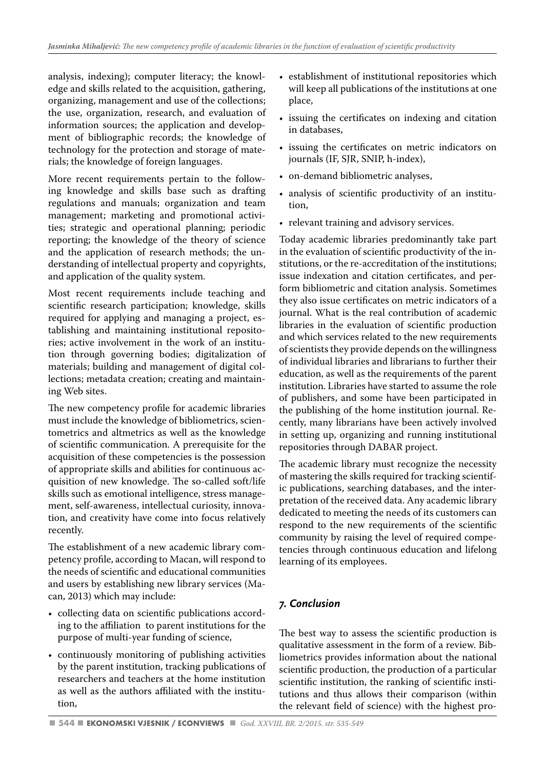analysis, indexing); computer literacy; the knowledge and skills related to the acquisition, gathering, organizing, management and use of the collections; the use, organization, research, and evaluation of information sources; the application and development of bibliographic records; the knowledge of technology for the protection and storage of materials; the knowledge of foreign languages.

More recent requirements pertain to the following knowledge and skills base such as drafting regulations and manuals; organization and team management; marketing and promotional activities; strategic and operational planning; periodic reporting; the knowledge of the theory of science and the application of research methods; the understanding of intellectual property and copyrights, and application of the quality system.

Most recent requirements include teaching and scientific research participation; knowledge, skills required for applying and managing a project, establishing and maintaining institutional repositories; active involvement in the work of an institution through governing bodies; digitalization of materials; building and management of digital collections; metadata creation; creating and maintaining Web sites.

The new competency profile for academic libraries must include the knowledge of bibliometrics, scientometrics and altmetrics as well as the knowledge of scientific communication. A prerequisite for the acquisition of these competencies is the possession of appropriate skills and abilities for continuous acquisition of new knowledge. The so-called soft/life skills such as emotional intelligence, stress management, self-awareness, intellectual curiosity, innovation, and creativity have come into focus relatively recently.

The establishment of a new academic library competency profile, according to Macan, will respond to the needs of scientific and educational communities and users by establishing new library services (Macan, 2013) which may include:

- collecting data on scientific publications according to the affiliation to parent institutions for the purpose of multi-year funding of science,
- continuously monitoring of publishing activities by the parent institution, tracking publications of researchers and teachers at the home institution as well as the authors affiliated with the institution,
- establishment of institutional repositories which will keep all publications of the institutions at one place,
- issuing the certificates on indexing and citation in databases,
- issuing the certificates on metric indicators on journals (IF, SJR, SNIP, h-index),
- on-demand bibliometric analyses,
- analysis of scientific productivity of an institution,
- relevant training and advisory services.

Today academic libraries predominantly take part in the evaluation of scientific productivity of the institutions, or the re-accreditation of the institutions; issue indexation and citation certificates, and perform bibliometric and citation analysis. Sometimes they also issue certificates on metric indicators of a journal. What is the real contribution of academic libraries in the evaluation of scientific production and which services related to the new requirements of scientists they provide depends on the willingness of individual libraries and librarians to further their education, as well as the requirements of the parent institution. Libraries have started to assume the role of publishers, and some have been participated in the publishing of the home institution journal. Recently, many librarians have been actively involved in setting up, organizing and running institutional repositories through DABAR project.

The academic library must recognize the necessity of mastering the skills required for tracking scientific publications, searching databases, and the interpretation of the received data. Any academic library dedicated to meeting the needs of its customers can respond to the new requirements of the scientific community by raising the level of required competencies through continuous education and lifelong learning of its employees.

## *7. Conclusion*

The best way to assess the scientific production is qualitative assessment in the form of a review. Bibliometrics provides information about the national scientific production, the production of a particular scientific institution, the ranking of scientific institutions and thus allows their comparison (within the relevant field of science) with the highest pro-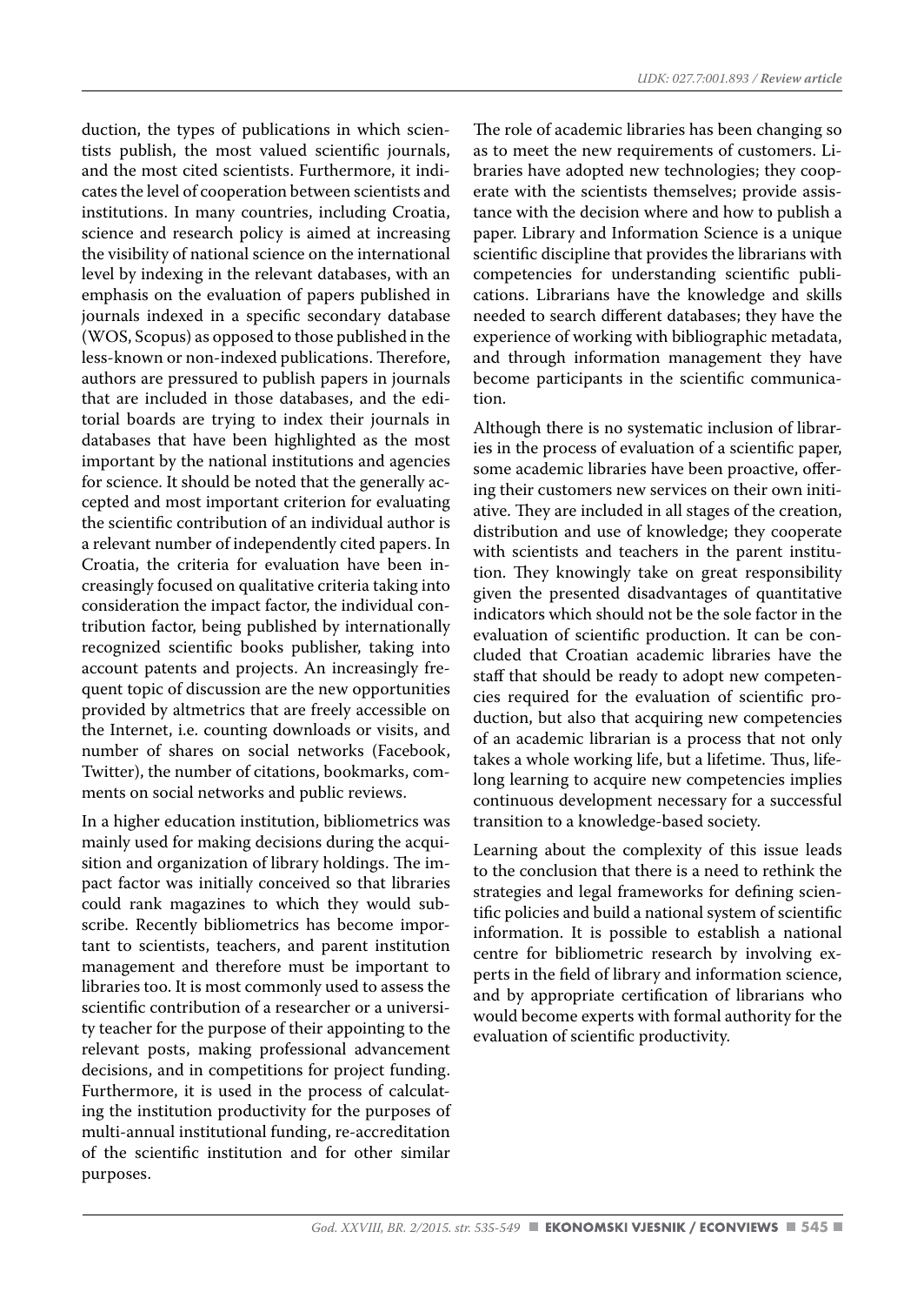duction, the types of publications in which scientists publish, the most valued scientific journals, and the most cited scientists. Furthermore, it indicates the level of cooperation between scientists and institutions. In many countries, including Croatia, science and research policy is aimed at increasing the visibility of national science on the international level by indexing in the relevant databases, with an emphasis on the evaluation of papers published in journals indexed in a specific secondary database (WOS, Scopus) as opposed to those published in the less-known or non-indexed publications. Therefore, authors are pressured to publish papers in journals that are included in those databases, and the editorial boards are trying to index their journals in databases that have been highlighted as the most important by the national institutions and agencies for science. It should be noted that the generally accepted and most important criterion for evaluating the scientific contribution of an individual author is a relevant number of independently cited papers. In Croatia, the criteria for evaluation have been increasingly focused on qualitative criteria taking into consideration the impact factor, the individual contribution factor, being published by internationally recognized scientific books publisher, taking into account patents and projects. An increasingly frequent topic of discussion are the new opportunities provided by altmetrics that are freely accessible on the Internet, i.e. counting downloads or visits, and number of shares on social networks (Facebook, Twitter), the number of citations, bookmarks, comments on social networks and public reviews.

In a higher education institution, bibliometrics was mainly used for making decisions during the acquisition and organization of library holdings. The impact factor was initially conceived so that libraries could rank magazines to which they would subscribe. Recently bibliometrics has become important to scientists, teachers, and parent institution management and therefore must be important to libraries too. It is most commonly used to assess the scientific contribution of a researcher or a university teacher for the purpose of their appointing to the relevant posts, making professional advancement decisions, and in competitions for project funding. Furthermore, it is used in the process of calculating the institution productivity for the purposes of multi-annual institutional funding, re-accreditation of the scientific institution and for other similar purposes.

The role of academic libraries has been changing so as to meet the new requirements of customers. Libraries have adopted new technologies; they cooperate with the scientists themselves; provide assistance with the decision where and how to publish a paper. Library and Information Science is a unique scientific discipline that provides the librarians with competencies for understanding scientific publications. Librarians have the knowledge and skills needed to search different databases; they have the experience of working with bibliographic metadata, and through information management they have become participants in the scientific communication.

Although there is no systematic inclusion of libraries in the process of evaluation of a scientific paper, some academic libraries have been proactive, offering their customers new services on their own initiative. They are included in all stages of the creation, distribution and use of knowledge; they cooperate with scientists and teachers in the parent institution. They knowingly take on great responsibility given the presented disadvantages of quantitative indicators which should not be the sole factor in the evaluation of scientific production. It can be concluded that Croatian academic libraries have the staff that should be ready to adopt new competencies required for the evaluation of scientific production, but also that acquiring new competencies of an academic librarian is a process that not only takes a whole working life, but a lifetime. Thus, lifelong learning to acquire new competencies implies continuous development necessary for a successful transition to a knowledge-based society.

Learning about the complexity of this issue leads to the conclusion that there is a need to rethink the strategies and legal frameworks for defining scientific policies and build a national system of scientific information. It is possible to establish a national centre for bibliometric research by involving experts in the field of library and information science, and by appropriate certification of librarians who would become experts with formal authority for the evaluation of scientific productivity.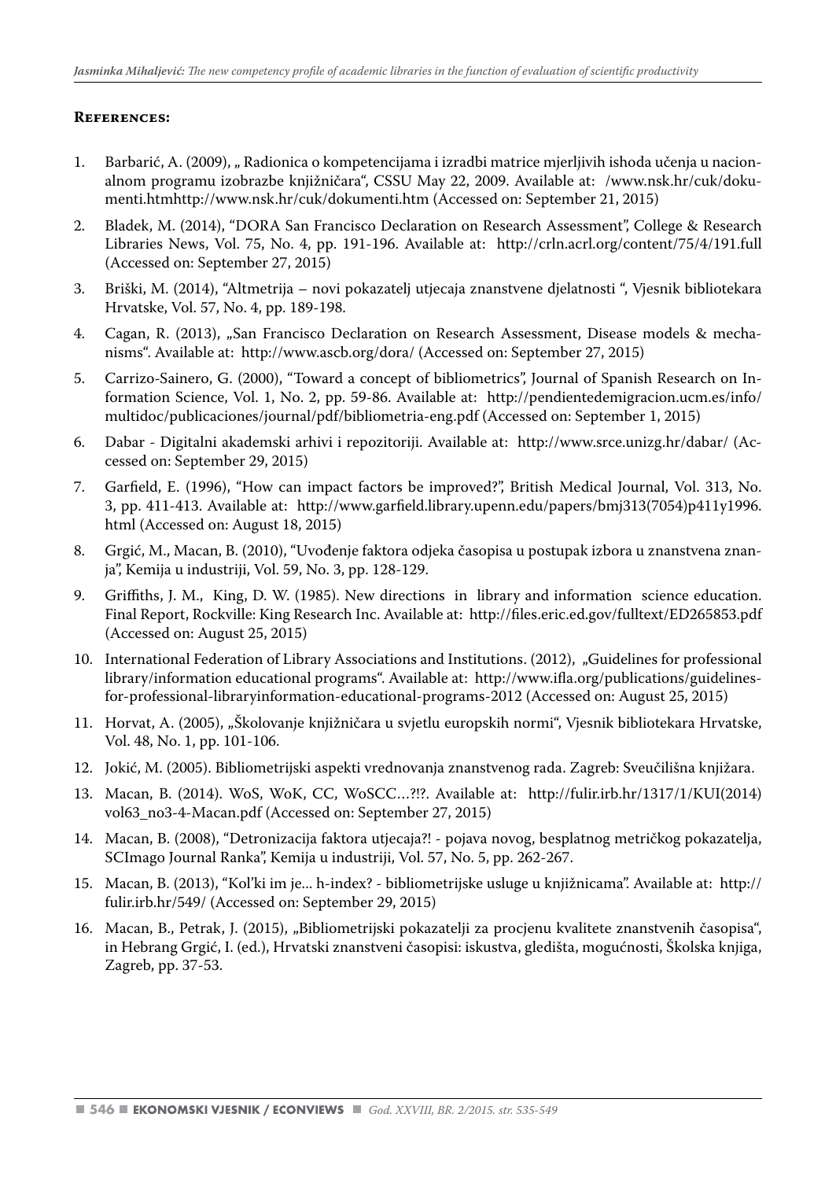## References:

1. Barbarić, A. (2009), „ Radionica o kompetencijama i izradbi matrice mjerljivih ishoda učenja u nacionalnom programu izobrazbe knjižničara", CSSU May 22, 2009. Available at: /www.nsk.hr/cuk/dokumenti.htmhttp://www.nsk.hr/cuk/dokumenti.htm (Accessed on: September 21, 2015)
2. Bladek, M. (2014), "DORA San Francisco Declaration on Research Assessment", College & Research Libraries News, Vol. 75, No. 4, pp. 191-196. Available at: http://crln.acrl.org/content/75/4/191.full (Accessed on: September 27, 2015)
3. Briški, M. (2014), "Altmetrija – novi pokazatelj utjecaja znanstvene djelatnosti ", Vjesnik bibliotekara Hrvatske, Vol. 57, No. 4, pp. 189-198.
4. Cagan, R. (2013), „San Francisco Declaration on Research Assessment, Disease models & mechanisms". Available at: http://www.ascb.org/dora/ (Accessed on: September 27, 2015)
5. Carrizo-Sainero, G. (2000), "Toward a concept of bibliometrics", Journal of Spanish Research on Information Science, Vol. 1, No. 2, pp. 59-86. Available at: http://pendientedemigracion.ucm.es/info/multidoc/publicaciones/journal/pdf/bibliometria-eng.pdf (Accessed on: September 1, 2015)
6. Dabar - Digitalni akademski arhivi i repozitoriji. Available at: http://www.srce.unizg.hr/dabar/ (Accessed on: September 29, 2015)
7. Garfield, E. (1996), "How can impact factors be improved?", British Medical Journal, Vol. 313, No. 3, pp. 411-413. Available at: http://www.garfield.library.upenn.edu/papers/bmj313(7054)p411y1996.html (Accessed on: August 18, 2015)
8. Grgić, M., Macan, B. (2010), "Uvođenje faktora odjeka časopisa u postupak izbora u znanstvena znanja", Kemija u industriji, Vol. 59, No. 3, pp. 128-129.
9. Griffiths, J. M., King, D. W. (1985). New directions in library and information science education. Final Report, Rockville: King Research Inc. Available at: http://files.eric.ed.gov/fulltext/ED265853.pdf (Accessed on: August 25, 2015)
10. International Federation of Library Associations and Institutions. (2012), „Guidelines for professional library/information educational programs". Available at: http://www.ifla.org/publications/guidelines-for-professional-libraryinformation-educational-programs-2012 (Accessed on: August 25, 2015)
11. Horvat, A. (2005), „Školovanje knjižničara u svjetlu europskih normi", Vjesnik bibliotekara Hrvatske, Vol. 48, No. 1, pp. 101-106.
12. Jokić, M. (2005). Bibliometrijski aspekti vrednovanja znanstvenog rada. Zagreb: Sveučilišna knjižara.
13. Macan, B. (2014). WoS, WoK, CC, WoSCC…?!?. Available at: http://fulir.irb.hr/1317/1/KUI(2014)vol63_no3-4-Macan.pdf (Accessed on: September 27, 2015)
14. Macan, B. (2008), "Detronizacija faktora utjecaja?! - pojava novog, besplatnog metričkog pokazatelja, SCImago Journal Ranka", Kemija u industriji, Vol. 57, No. 5, pp. 262-267.
15. Macan, B. (2013), "Kol'ki im je... h-index? - bibliometrijske usluge u knjižnicama". Available at: http://fulir.irb.hr/549/ (Accessed on: September 29, 2015)
16. Macan, B., Petrak, J. (2015), „Bibliometrijski pokazatelji za procjenu kvalitete znanstvenih časopisa", in Hebrang Grgić, I. (ed.), Hrvatski znanstveni časopisi: iskustva, gledišta, mogućnosti, Školska knjiga, Zagreb, pp. 37-53.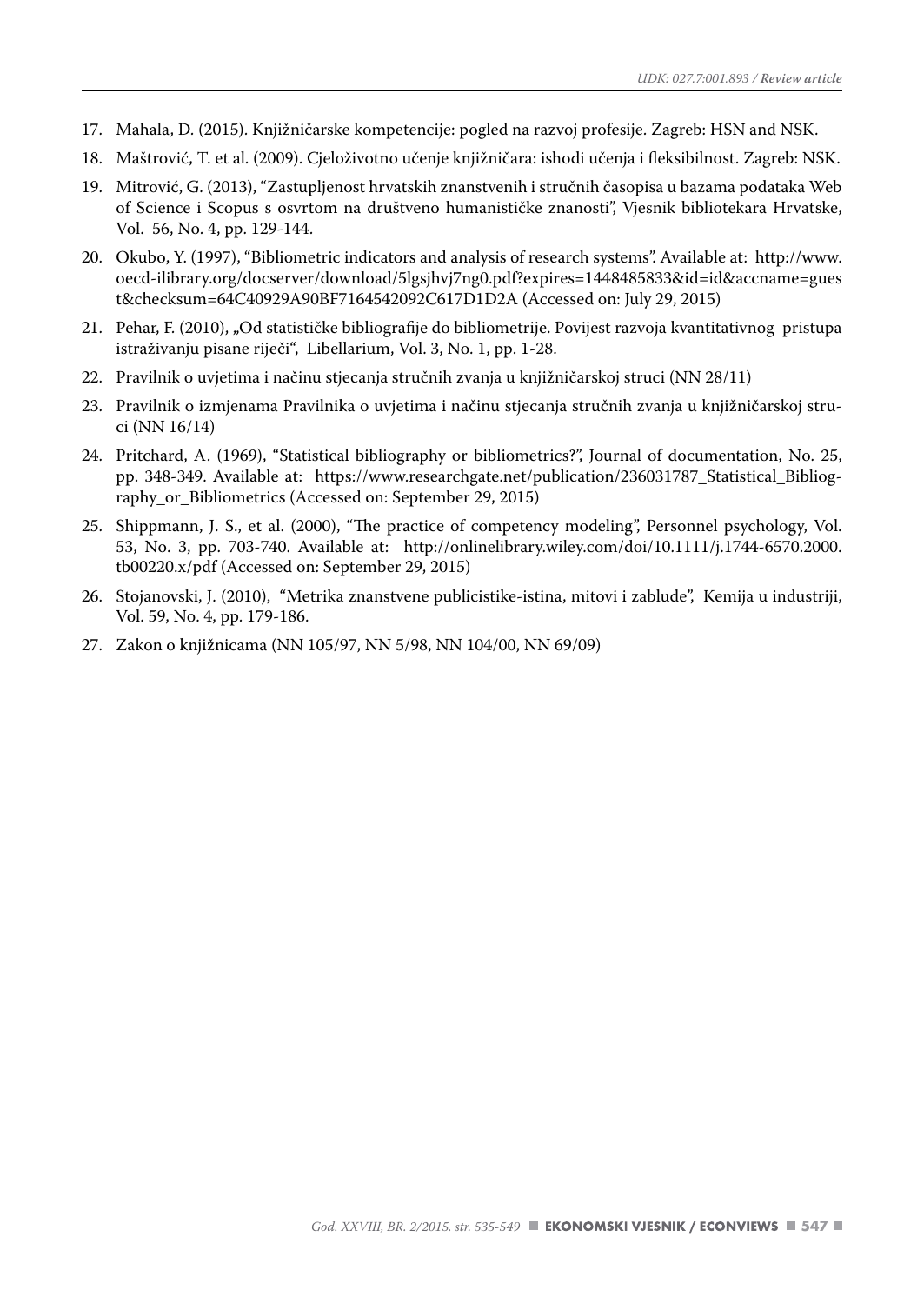17. Mahala, D. (2015). Knjižničarske kompetencije: pogled na razvoj profesije. Zagreb: HSN and NSK.
18. Maštrović, T. et al. (2009). Cjeloživotno učenje knjižničara: ishodi učenja i fleksibilnost. Zagreb: NSK.
19. Mitrović, G. (2013), "Zastupljenost hrvatskih znanstvenih i stručnih časopisa u bazama podataka Web of Science i Scopus s osvrtom na društveno humanističke znanosti", Vjesnik bibliotekara Hrvatske, Vol. 56, No. 4, pp. 129-144.
20. Okubo, Y. (1997), "Bibliometric indicators and analysis of research systems". Available at: http://www.oecd-ilibrary.org/docserver/download/5lgsjhvj7ng0.pdf?expires=1448485833&id=id&accname=guest&checksum=64C40929A90BF7164542092C617D1D2A (Accessed on: July 29, 2015)
21. Pehar, F. (2010), „Od statističke bibliografije do bibliometrije. Povijest razvoja kvantitativnog pristupa istraživanju pisane riječi", Libellarium, Vol. 3, No. 1, pp. 1-28.
22. Pravilnik o uvjetima i načinu stjecanja stručnih zvanja u knjižničarskoj struci (NN 28/11)
23. Pravilnik o izmjenama Pravilnika o uvjetima i načinu stjecanja stručnih zvanja u knjižničarskoj struci (NN 16/14)
24. Pritchard, A. (1969), "Statistical bibliography or bibliometrics?", Journal of documentation, No. 25, pp. 348-349. Available at: https://www.researchgate.net/publication/236031787_Statistical_Bibliography_or_Bibliometrics (Accessed on: September 29, 2015)
25. Shippmann, J. S., et al. (2000), "The practice of competency modeling", Personnel psychology, Vol. 53, No. 3, pp. 703-740. Available at: http://onlinelibrary.wiley.com/doi/10.1111/j.1744-6570.2000.tb00220.x/pdf (Accessed on: September 29, 2015)
26. Stojanovski, J. (2010), "Metrika znanstvene publicistike-istina, mitovi i zablude", Kemija u industriji, Vol. 59, No. 4, pp. 179-186.
27. Zakon o knjižnicama (NN 105/97, NN 5/98, NN 104/00, NN 69/09)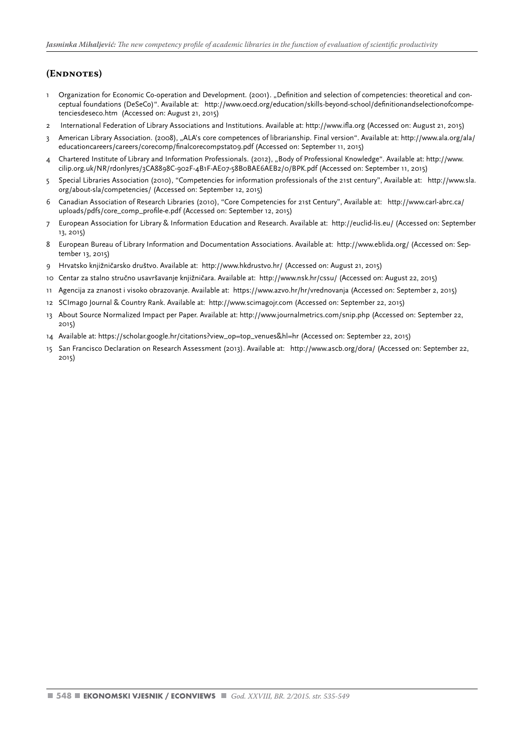## (Endnotes)

1. Organization for Economic Co-operation and Development. (2001). „Definition and selection of competencies: theoretical and conceptual foundations (DeSeCo)". Available at: http://www.oecd.org/education/skills-beyond-school/definitionandselectionofcompetenciesdeseco.htm (Accessed on: August 21, 2015)
2. International Federation of Library Associations and Institutions. Available at: http://www.ifla.org (Accessed on: August 21, 2015)
3. American Library Association. (2008), „ALA's core competences of librarianship. Final version". Available at: http://www.ala.org/ala/educationcareers/careers/corecomp/finalcorecompstat09.pdf (Accessed on: September 11, 2015)
4. Chartered Institute of Library and Information Professionals. (2012), „Body of Professional Knowledge". Available at: http://www.cilip.org.uk/NR/rdonlyres/3CA8898C-902F-4B1F-AE07-58B0BAE6AEB2/0/BPK.pdf (Accessed on: September 11, 2015)
5. Special Libraries Association (2010), "Competencies for information professionals of the 21st century", Available at: http://www.sla.org/about-sla/competencies/ (Accessed on: September 12, 2015)
6. Canadian Association of Research Libraries (2010), "Core Competencies for 21st Century", Available at: http://www.carl-abrc.ca/uploads/pdfs/core_comp_profile-e.pdf (Accessed on: September 12, 2015)
7. European Association for Library & Information Education and Research. Available at: http://euclid-lis.eu/ (Accessed on: September 13, 2015)
8. European Bureau of Library Information and Documentation Associations. Available at: http://www.eblida.org/ (Accessed on: September 13, 2015)
9. Hrvatsko knjižničarsko društvo. Available at: http://www.hkdrustvo.hr/ (Accessed on: August 21, 2015)
10. Centar za stalno stručno usavršavanje knjižničara. Available at: http://www.nsk.hr/cssu/ (Accessed on: August 22, 2015)
11. Agencija za znanost i visoko obrazovanje. Available at: https://www.azvo.hr/hr/vrednovanja (Accessed on: September 2, 2015)
12. SCImago Journal & Country Rank. Available at: http://www.scimagojr.com (Accessed on: September 22, 2015)
13. About Source Normalized Impact per Paper. Available at: http://www.journalmetrics.com/snip.php (Accessed on: September 22, 2015)
14. Available at: https://scholar.google.hr/citations?view_op=top_venues&hl=hr (Accessed on: September 22, 2015)
15. San Francisco Declaration on Research Assessment (2013). Available at: http://www.ascb.org/dora/ (Accessed on: September 22, 2015)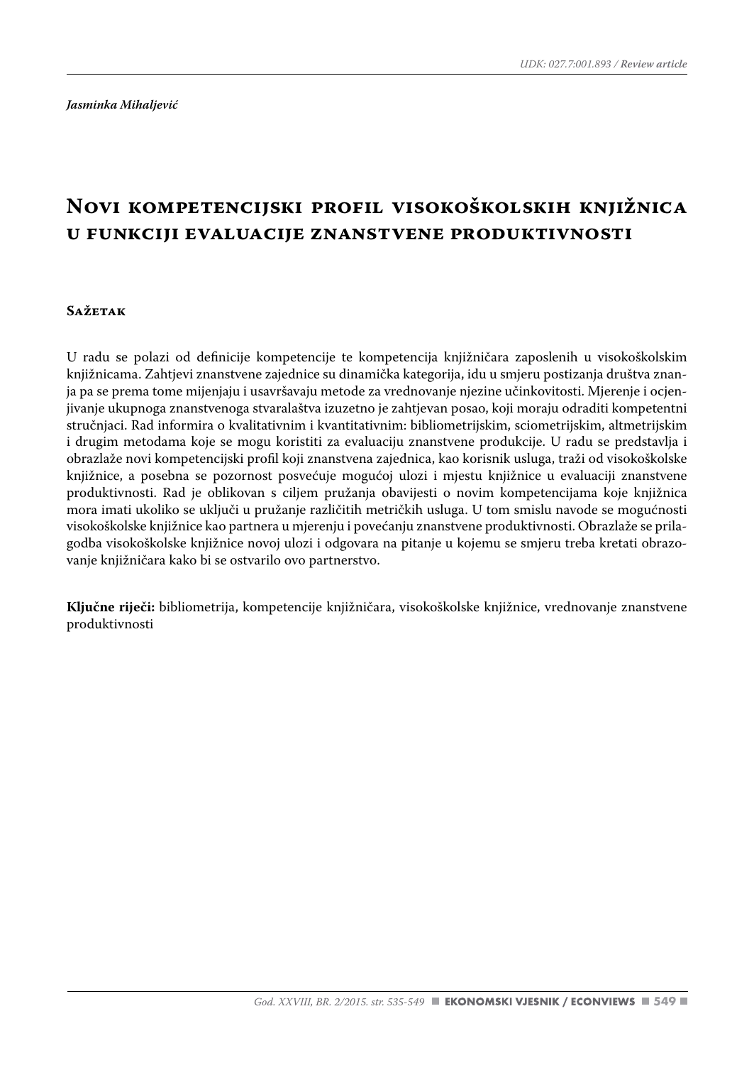*Jasminka Mihaljević*

# Novi kompetencijski profil visokoškolskih knjižnica u funkciji evaluacije znanstvene produktivnosti

## Sažetak

U radu se polazi od definicije kompetencije te kompetencija knjižničara zaposlenih u visokoškolskim knjižnicama. Zahtjevi znanstvene zajednice su dinamička kategorija, idu u smjeru postizanja društva znanja pa se prema tome mijenjaju i usavršavaju metode za vrednovanje njezine učinkovitosti. Mjerenje i ocjenjivanje ukupnoga znanstvenoga stvaralaštva izuzetno je zahtjevan posao, koji moraju odraditi kompetentni stručnjaci. Rad informira o kvalitativnim i kvantitativnim: bibliometrijskim, sciometrijskim, altmetrijskim i drugim metodama koje se mogu koristiti za evaluaciju znanstvene produkcije. U radu se predstavlja i obrazlaže novi kompetencijski profil koji znanstvena zajednica, kao korisnik usluga, traži od visokoškolske knjižnice, a posebna se pozornost posvećuje mogućoj ulozi i mjestu knjižnice u evaluaciji znanstvene produktivnosti. Rad je oblikovan s ciljem pružanja obavijesti o novim kompetencijama koje knjižnica mora imati ukoliko se uključi u pružanje različitih metričkih usluga. U tom smislu navode se mogućnosti visokoškolske knjižnice kao partnera u mjerenju i povećanju znanstvene produktivnosti. Obrazlaže se prilagodba visokoškolske knjižnice novoj ulozi i odgovara na pitanje u kojemu se smjeru treba kretati obrazovanje knjižničara kako bi se ostvarilo ovo partnerstvo.

**Ključne riječi:** bibliometrija, kompetencije knjižničara, visokoškolske knjižnice, vrednovanje znanstvene produktivnosti